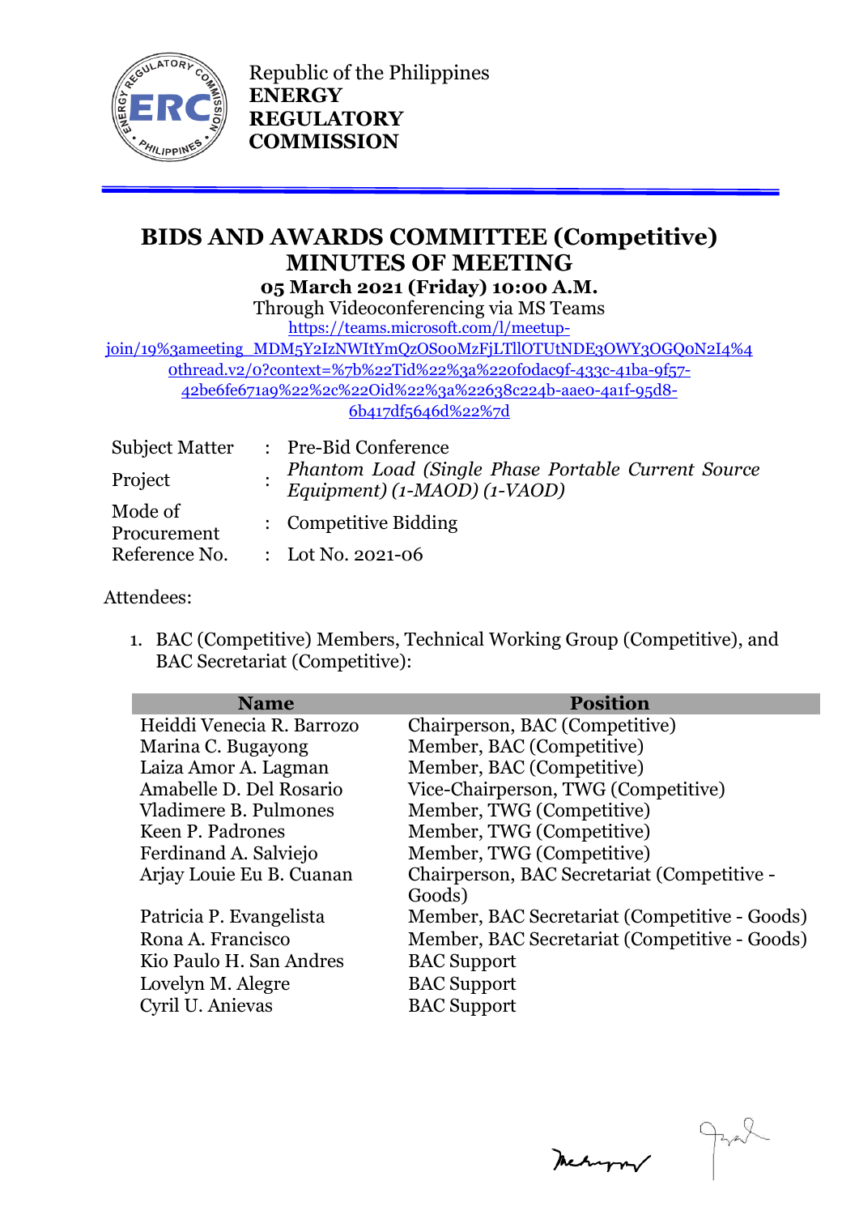Republic of the Philippines
**ENERGY REGULATORY COMMISSION**

# BIDS AND AWARDS COMMITTEE (Competitive) MINUTES OF MEETING

**05 March 2021 (Friday) 10:00 A.M.**

Through Videoconferencing via MS Teams

https://teams.microsoft.com/l/meetup-join/19%3ameeting_MDM5Y2IzNWItYmQzOS00MzFjLTllOTUtNDE3OWY3OGQ0N2I4%40thread.v2/0?context=%7b%22Tid%22%3a%220f0dac9f-433c-41ba-9f57-42be6fe671a9%22%2c%22Oid%22%3a%22638c224b-aae0-4a1f-95d8-6b417df5646d%22%7d

| | | |
|---|---|---|
| Subject Matter | : | Pre-Bid Conference |
| Project | : | *Phantom Load (Single Phase Portable Current Source Equipment) (1-MAOD) (1-VAOD)* |
| Mode of Procurement | : | Competitive Bidding |
| Reference No. | : | Lot No. 2021-06 |

Attendees:

1. BAC (Competitive) Members, Technical Working Group (Competitive), and BAC Secretariat (Competitive):

| Name | Position |
|---|---|
| Heiddi Venecia R. Barrozo | Chairperson, BAC (Competitive) |
| Marina C. Bugayong | Member, BAC (Competitive) |
| Laiza Amor A. Lagman | Member, BAC (Competitive) |
| Amabelle D. Del Rosario | Vice-Chairperson, TWG (Competitive) |
| Vladimere B. Pulmones | Member, TWG (Competitive) |
| Keen P. Padrones | Member, TWG (Competitive) |
| Ferdinand A. Salviejo | Member, TWG (Competitive) |
| Arjay Louie Eu B. Cuanan | Chairperson, BAC Secretariat (Competitive - Goods) |
| Patricia P. Evangelista | Member, BAC Secretariat (Competitive - Goods) |
| Rona A. Francisco | Member, BAC Secretariat (Competitive - Goods) |
| Kio Paulo H. San Andres | BAC Support |
| Lovelyn M. Alegre | BAC Support |
| Cyril U. Anievas | BAC Support |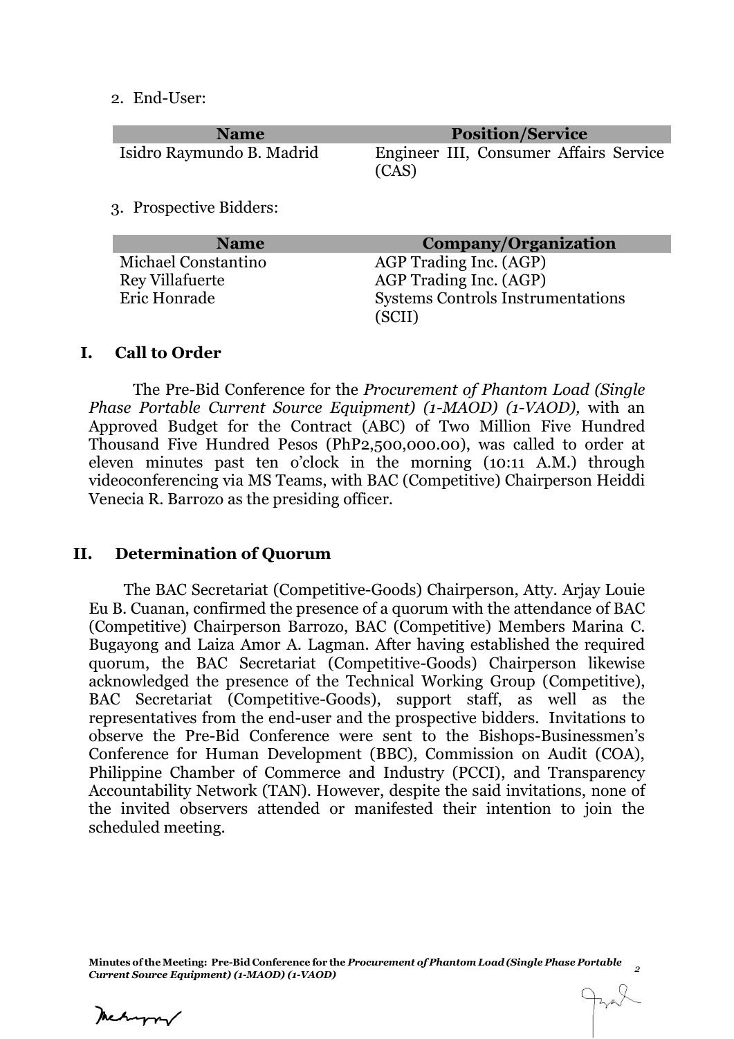2. End-User:

| Name | Position/Service |
| --- | --- |
| Isidro Raymundo B. Madrid | Engineer III, Consumer Affairs Service (CAS) |

3. Prospective Bidders:

| Name | Company/Organization |
| --- | --- |
| Michael Constantino | AGP Trading Inc. (AGP) |
| Rey Villafuerte | AGP Trading Inc. (AGP) |
| Eric Honrade | Systems Controls Instrumentations (SCII) |

## I. Call to Order

The Pre-Bid Conference for the *Procurement of Phantom Load (Single Phase Portable Current Source Equipment) (1-MAOD) (1-VAOD),* with an Approved Budget for the Contract (ABC) of Two Million Five Hundred Thousand Five Hundred Pesos (PhP2,500,000.00), was called to order at eleven minutes past ten o'clock in the morning (10:11 A.M.) through videoconferencing via MS Teams, with BAC (Competitive) Chairperson Heiddi Venecia R. Barrozo as the presiding officer.

## II. Determination of Quorum

The BAC Secretariat (Competitive-Goods) Chairperson, Atty. Arjay Louie Eu B. Cuanan, confirmed the presence of a quorum with the attendance of BAC (Competitive) Chairperson Barrozo, BAC (Competitive) Members Marina C. Bugayong and Laiza Amor A. Lagman. After having established the required quorum, the BAC Secretariat (Competitive-Goods) Chairperson likewise acknowledged the presence of the Technical Working Group (Competitive), BAC Secretariat (Competitive-Goods), support staff, as well as the representatives from the end-user and the prospective bidders. Invitations to observe the Pre-Bid Conference were sent to the Bishops-Businessmen's Conference for Human Development (BBC), Commission on Audit (COA), Philippine Chamber of Commerce and Industry (PCCI), and Transparency Accountability Network (TAN). However, despite the said invitations, none of the invited observers attended or manifested their intention to join the scheduled meeting.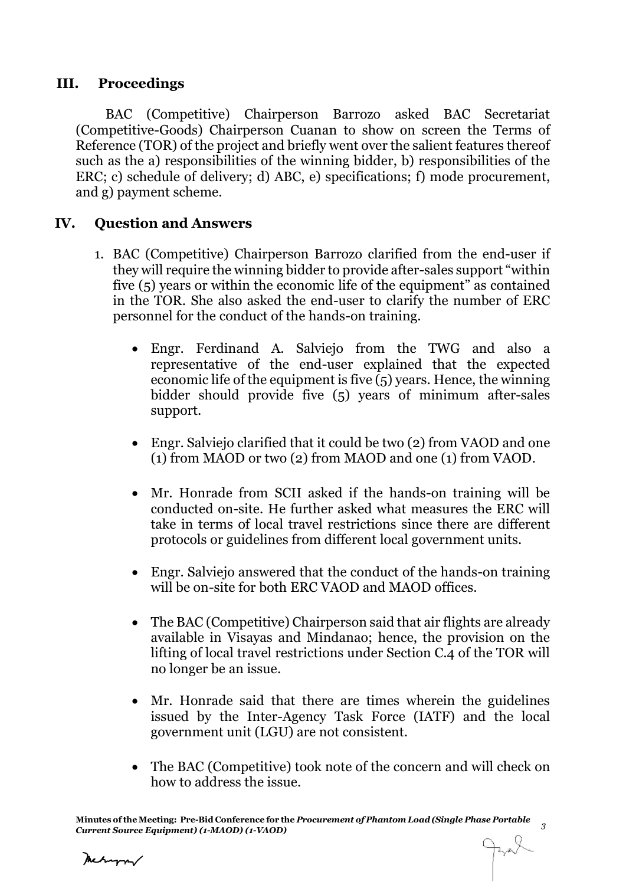## III. Proceedings

BAC (Competitive) Chairperson Barrozo asked BAC Secretariat (Competitive-Goods) Chairperson Cuanan to show on screen the Terms of Reference (TOR) of the project and briefly went over the salient features thereof such as the a) responsibilities of the winning bidder, b) responsibilities of the ERC; c) schedule of delivery; d) ABC, e) specifications; f) mode procurement, and g) payment scheme.

## IV. Question and Answers

1. BAC (Competitive) Chairperson Barrozo clarified from the end-user if they will require the winning bidder to provide after-sales support "within five (5) years or within the economic life of the equipment" as contained in the TOR. She also asked the end-user to clarify the number of ERC personnel for the conduct of the hands-on training.

    - Engr. Ferdinand A. Salviejo from the TWG and also a representative of the end-user explained that the expected economic life of the equipment is five (5) years. Hence, the winning bidder should provide five (5) years of minimum after-sales support.

    - Engr. Salviejo clarified that it could be two (2) from VAOD and one (1) from MAOD or two (2) from MAOD and one (1) from VAOD.

    - Mr. Honrade from SCII asked if the hands-on training will be conducted on-site. He further asked what measures the ERC will take in terms of local travel restrictions since there are different protocols or guidelines from different local government units.

    - Engr. Salviejo answered that the conduct of the hands-on training will be on-site for both ERC VAOD and MAOD offices.

    - The BAC (Competitive) Chairperson said that air flights are already available in Visayas and Mindanao; hence, the provision on the lifting of local travel restrictions under Section C.4 of the TOR will no longer be an issue.

    - Mr. Honrade said that there are times wherein the guidelines issued by the Inter-Agency Task Force (IATF) and the local government unit (LGU) are not consistent.

    - The BAC (Competitive) took note of the concern and will check on how to address the issue.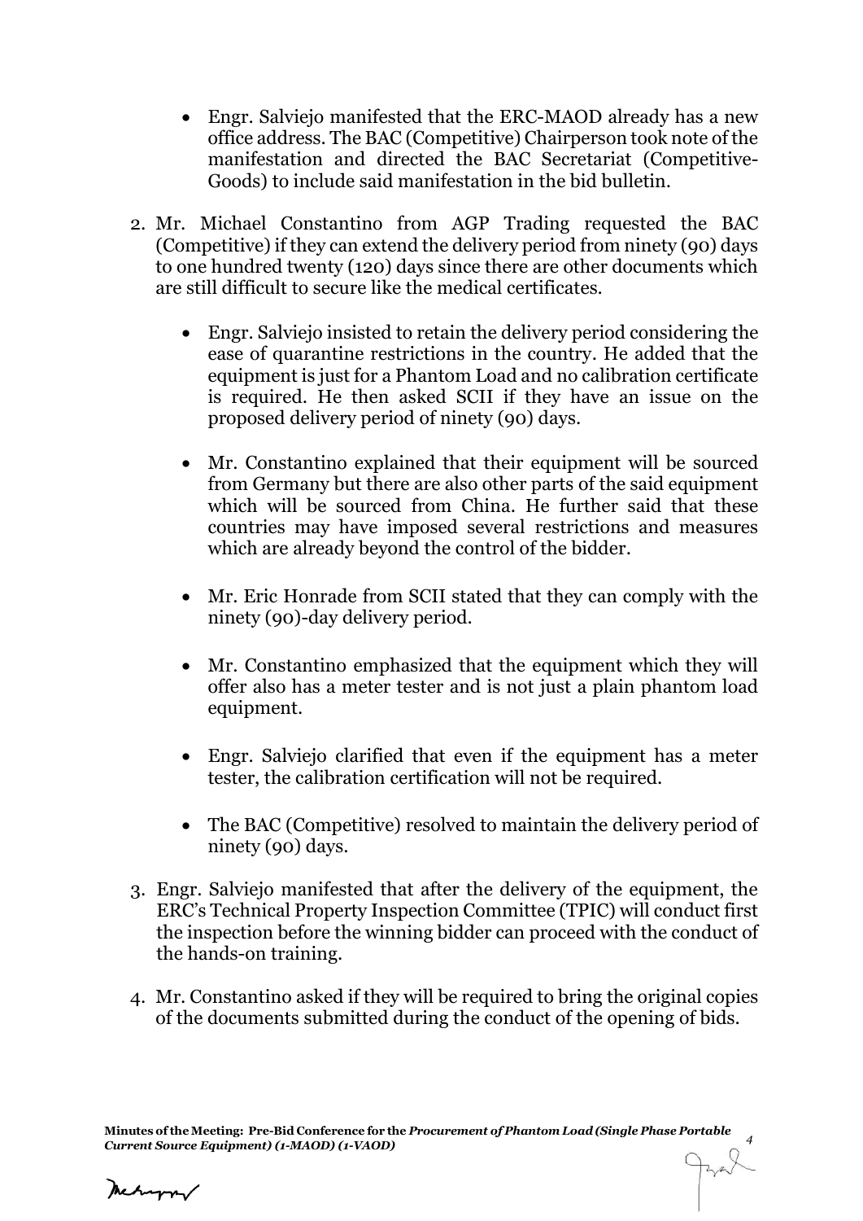- Engr. Salviejo manifested that the ERC-MAOD already has a new office address. The BAC (Competitive) Chairperson took note of the manifestation and directed the BAC Secretariat (Competitive-Goods) to include said manifestation in the bid bulletin.

2. Mr. Michael Constantino from AGP Trading requested the BAC (Competitive) if they can extend the delivery period from ninety (90) days to one hundred twenty (120) days since there are other documents which are still difficult to secure like the medical certificates.

   - Engr. Salviejo insisted to retain the delivery period considering the ease of quarantine restrictions in the country. He added that the equipment is just for a Phantom Load and no calibration certificate is required. He then asked SCII if they have an issue on the proposed delivery period of ninety (90) days.

   - Mr. Constantino explained that their equipment will be sourced from Germany but there are also other parts of the said equipment which will be sourced from China. He further said that these countries may have imposed several restrictions and measures which are already beyond the control of the bidder.

   - Mr. Eric Honrade from SCII stated that they can comply with the ninety (90)-day delivery period.

   - Mr. Constantino emphasized that the equipment which they will offer also has a meter tester and is not just a plain phantom load equipment.

   - Engr. Salviejo clarified that even if the equipment has a meter tester, the calibration certification will not be required.

   - The BAC (Competitive) resolved to maintain the delivery period of ninety (90) days.

3. Engr. Salviejo manifested that after the delivery of the equipment, the ERC's Technical Property Inspection Committee (TPIC) will conduct first the inspection before the winning bidder can proceed with the conduct of the hands-on training.

4. Mr. Constantino asked if they will be required to bring the original copies of the documents submitted during the conduct of the opening of bids.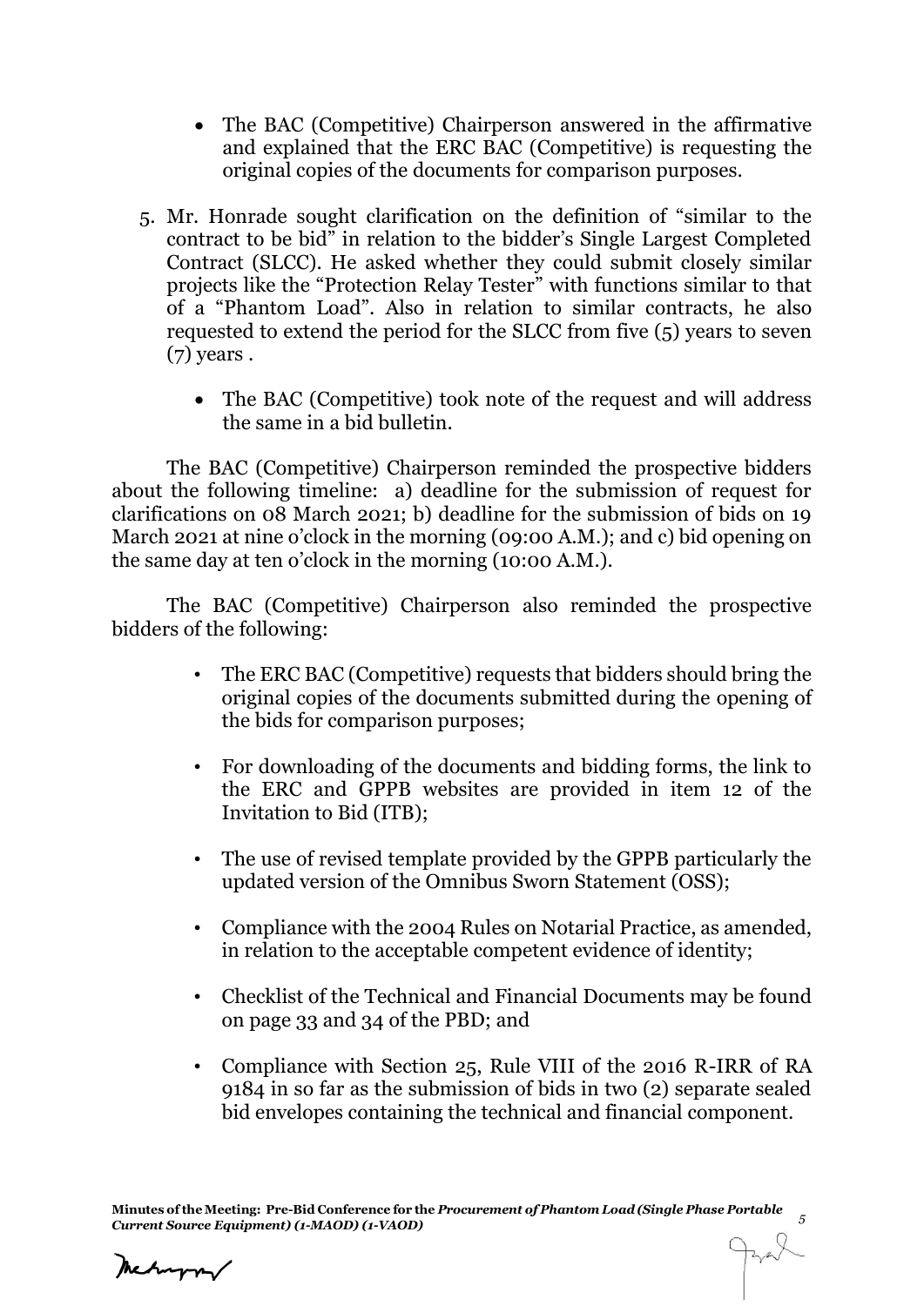- The BAC (Competitive) Chairperson answered in the affirmative and explained that the ERC BAC (Competitive) is requesting the original copies of the documents for comparison purposes.

5. Mr. Honrade sought clarification on the definition of "similar to the contract to be bid" in relation to the bidder's Single Largest Completed Contract (SLCC). He asked whether they could submit closely similar projects like the "Protection Relay Tester" with functions similar to that of a "Phantom Load". Also in relation to similar contracts, he also requested to extend the period for the SLCC from five (5) years to seven (7) years .

   - The BAC (Competitive) took note of the request and will address the same in a bid bulletin.

The BAC (Competitive) Chairperson reminded the prospective bidders about the following timeline: a) deadline for the submission of request for clarifications on 08 March 2021; b) deadline for the submission of bids on 19 March 2021 at nine o'clock in the morning (09:00 A.M.); and c) bid opening on the same day at ten o'clock in the morning (10:00 A.M.).

The BAC (Competitive) Chairperson also reminded the prospective bidders of the following:

- The ERC BAC (Competitive) requests that bidders should bring the original copies of the documents submitted during the opening of the bids for comparison purposes;

- For downloading of the documents and bidding forms, the link to the ERC and GPPB websites are provided in item 12 of the Invitation to Bid (ITB);

- The use of revised template provided by the GPPB particularly the updated version of the Omnibus Sworn Statement (OSS);

- Compliance with the 2004 Rules on Notarial Practice, as amended, in relation to the acceptable competent evidence of identity;

- Checklist of the Technical and Financial Documents may be found on page 33 and 34 of the PBD; and

- Compliance with Section 25, Rule VIII of the 2016 R-IRR of RA 9184 in so far as the submission of bids in two (2) separate sealed bid envelopes containing the technical and financial component.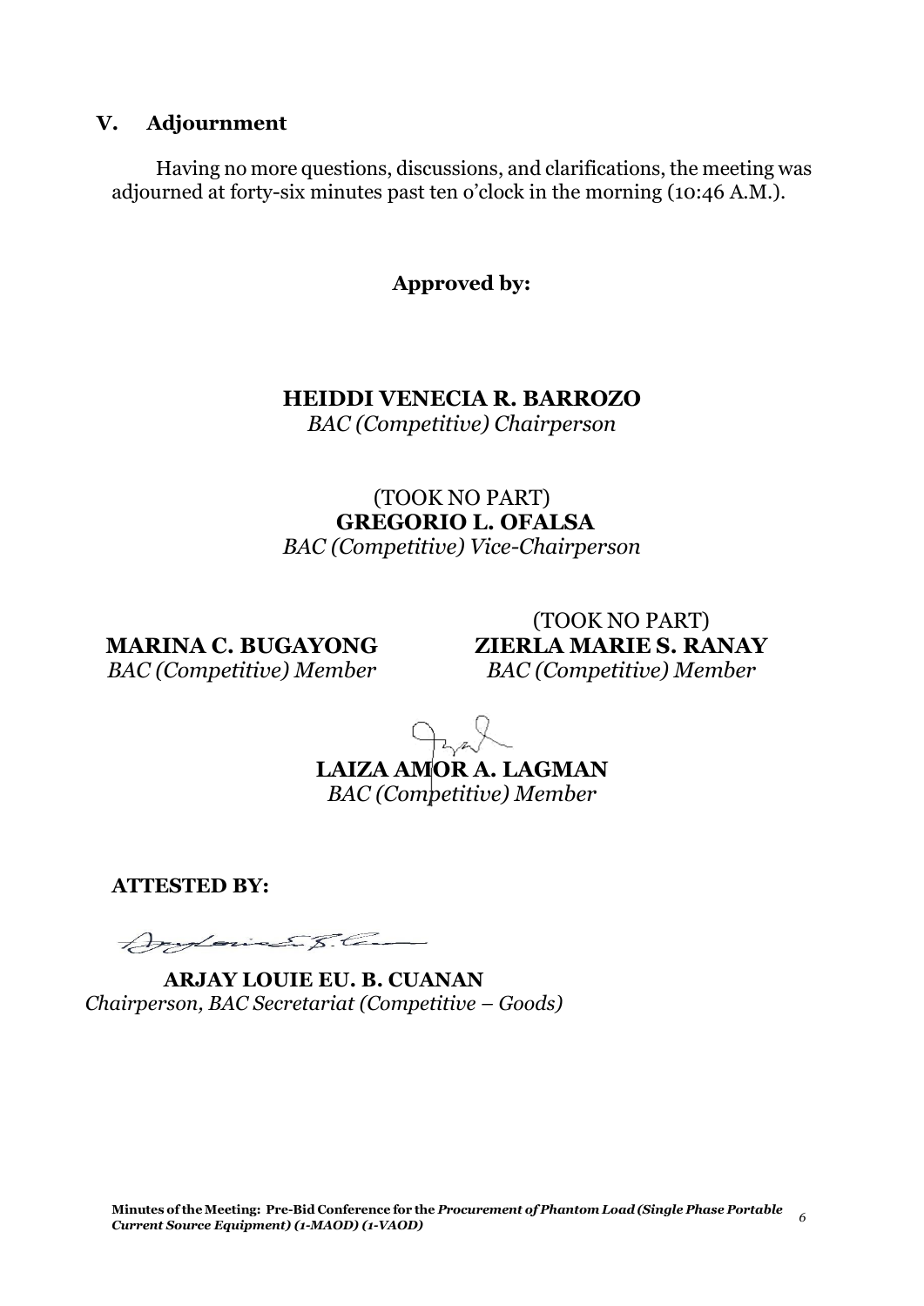## V. Adjournment

Having no more questions, discussions, and clarifications, the meeting was adjourned at forty-six minutes past ten o'clock in the morning (10:46 A.M.).

**Approved by:**

**HEIDDI VENECIA R. BARROZO**
*BAC (Competitive) Chairperson*

(TOOK NO PART)
**GREGORIO L. OFALSA**
*BAC (Competitive) Vice-Chairperson*

**MARINA C. BUGAYONG**
*BAC (Competitive) Member*

(TOOK NO PART)
**ZIERLA MARIE S. RANAY**
*BAC (Competitive) Member*

**LAIZA AMOR A. LAGMAN**
*BAC (Competitive) Member*

**ATTESTED BY:**

**ARJAY LOUIE EU. B. CUANAN**
*Chairperson, BAC Secretariat (Competitive – Goods)*